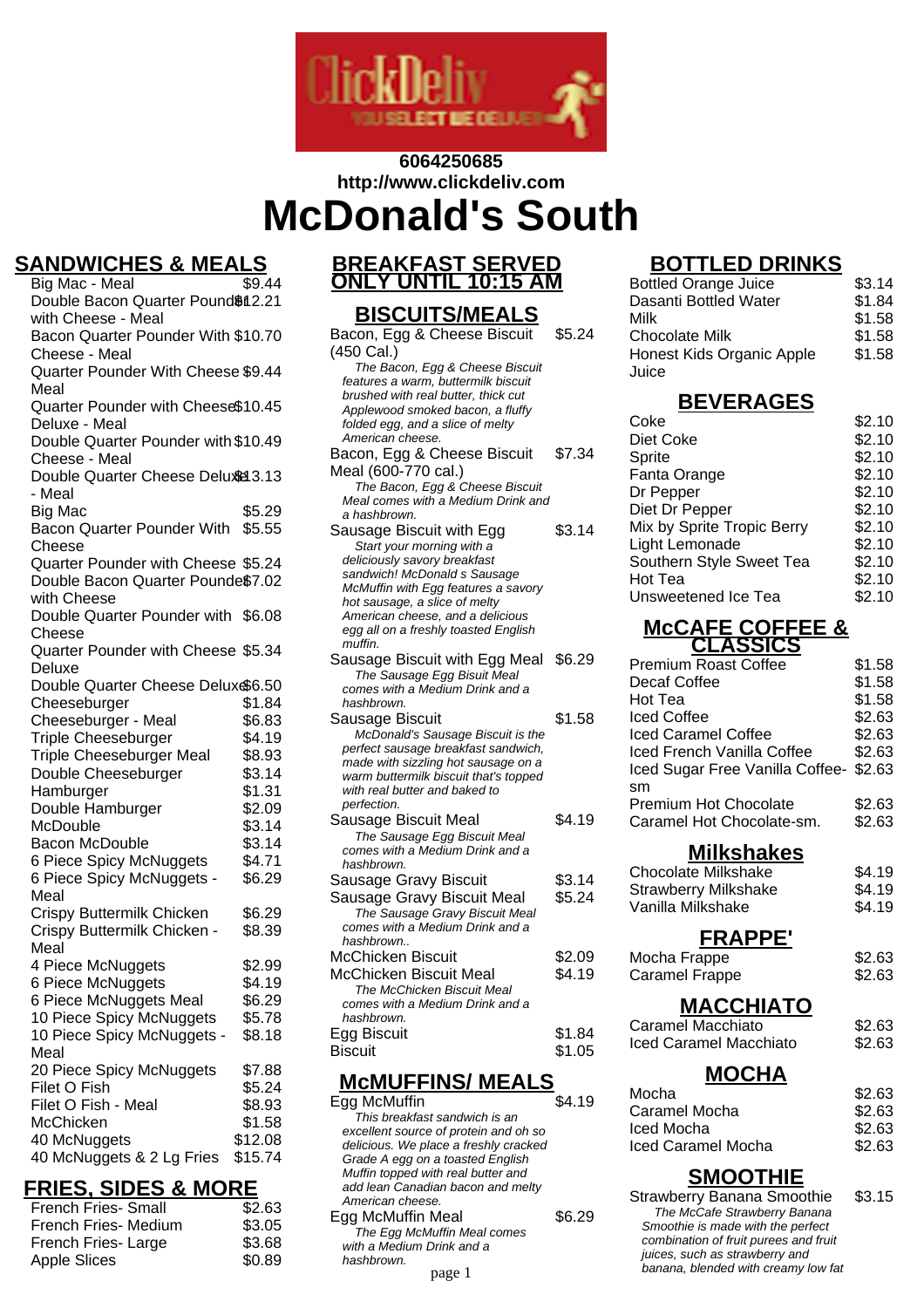6064250685
http://www.clickdeliv.com

# McDonald's South

## SANDWICHES & MEALS

| Item | Price |
|---|---|
| Big Mac - Meal | $9.44 |
| Double Bacon Quarter Pounder with Cheese - Meal | $12.21 |
| Bacon Quarter Pounder With Cheese - Meal | $10.70 |
| Quarter Pounder With Cheese Meal | $9.44 |
| Quarter Pounder with Cheese Deluxe - Meal | $10.45 |
| Double Quarter Pounder with Cheese - Meal | $10.49 |
| Double Quarter Cheese Deluxe - Meal | $13.13 |
| Big Mac | $5.29 |
| Bacon Quarter Pounder With Cheese | $5.55 |
| Quarter Pounder with Cheese | $5.24 |
| Double Bacon Quarter Pounder with Cheese | $7.02 |
| Double Quarter Pounder with Cheese | $6.08 |
| Quarter Pounder with Cheese Deluxe | $5.34 |
| Double Quarter Cheese Deluxe | $6.50 |
| Cheeseburger | $1.84 |
| Cheeseburger - Meal | $6.83 |
| Triple Cheeseburger | $4.19 |
| Triple Cheeseburger Meal | $8.93 |
| Double Cheeseburger | $3.14 |
| Hamburger | $1.31 |
| Double Hamburger | $2.09 |
| McDouble | $3.14 |
| Bacon McDouble | $3.14 |
| 6 Piece Spicy McNuggets | $4.71 |
| 6 Piece Spicy McNuggets - Meal | $6.29 |
| Crispy Buttermilk Chicken | $6.29 |
| Crispy Buttermilk Chicken - Meal | $8.39 |
| 4 Piece McNuggets | $2.99 |
| 6 Piece McNuggets | $4.19 |
| 6 Piece McNuggets Meal | $6.29 |
| 10 Piece Spicy McNuggets | $5.78 |
| 10 Piece Spicy McNuggets - Meal | $8.18 |
| 20 Piece Spicy McNuggets | $7.88 |
| Filet O Fish | $5.24 |
| Filet O Fish - Meal | $8.93 |
| McChicken | $1.58 |
| 40 McNuggets | $12.08 |
| 40 McNuggets & 2 Lg Fries | $15.74 |

## FRIES, SIDES & MORE

| Item | Price |
|---|---|
| French Fries- Small | $2.63 |
| French Fries- Medium | $3.05 |
| French Fries- Large | $3.68 |
| Apple Slices | $0.89 |

## BREAKFAST SERVED ONLY UNTIL 10:15 AM

### BISCUITS/MEALS

**Bacon, Egg & Cheese Biscuit (450 Cal.)** — $5.24
*The Bacon, Egg & Cheese Biscuit features a warm, buttermilk biscuit brushed with real butter, thick cut Applewood smoked bacon, a fluffy folded egg, and a slice of melty American cheese.*

**Bacon, Egg & Cheese Biscuit Meal (600-770 cal.)** — $7.34
*The Bacon, Egg & Cheese Biscuit Meal comes with a Medium Drink and a hashbrown.*

**Sausage Biscuit with Egg** — $3.14
*Start your morning with a deliciously savory breakfast sandwich! McDonald s Sausage McMuffin with Egg features a savory hot sausage, a slice of melty American cheese, and a delicious egg all on a freshly toasted English muffin.*

**Sausage Biscuit with Egg Meal** — $6.29
*The Sausage Egg Bisuit Meal comes with a Medium Drink and a hashbrown.*

**Sausage Biscuit** — $1.58
*McDonald's Sausage Biscuit is the perfect sausage breakfast sandwich, made with sizzling hot sausage on a warm buttermilk biscuit that's topped with real butter and baked to perfection.*

**Sausage Biscuit Meal** — $4.19
*The Sausage Egg Biscuit Meal comes with a Medium Drink and a hashbrown.*

**Sausage Gravy Biscuit** — $3.14

**Sausage Gravy Biscuit Meal** — $5.24
*The Sausage Gravy Biscuit Meal comes with a Medium Drink and a hashbrown..*

**McChicken Biscuit** — $2.09

**McChicken Biscuit Meal** — $4.19
*The McChicken Biscuit Meal comes with a Medium Drink and a hashbrown.*

**Egg Biscuit** — $1.84

**Biscuit** — $1.05

### McMUFFINS/ MEALS

**Egg McMuffin** — $4.19
*This breakfast sandwich is an excellent source of protein and oh so delicious. We place a freshly cracked Grade A egg on a toasted English Muffin topped with real butter and add lean Canadian bacon and melty American cheese.*

**Egg McMuffin Meal** — $6.29
*The Egg McMuffin Meal comes with a Medium Drink and a hashbrown.*

## BOTTLED DRINKS

| Item | Price |
|---|---|
| Bottled Orange Juice | $3.14 |
| Dasanti Bottled Water | $1.84 |
| Milk | $1.58 |
| Chocolate Milk | $1.58 |
| Honest Kids Organic Apple Juice | $1.58 |

## BEVERAGES

| Item | Price |
|---|---|
| Coke | $2.10 |
| Diet Coke | $2.10 |
| Sprite | $2.10 |
| Fanta Orange | $2.10 |
| Dr Pepper | $2.10 |
| Diet Dr Pepper | $2.10 |
| Mix by Sprite Tropic Berry | $2.10 |
| Light Lemonade | $2.10 |
| Southern Style Sweet Tea | $2.10 |
| Hot Tea | $2.10 |
| Unsweetened Ice Tea | $2.10 |

## McCAFE COFFEE & CLASSICS

| Item | Price |
|---|---|
| Premium Roast Coffee | $1.58 |
| Decaf Coffee | $1.58 |
| Hot Tea | $1.58 |
| Iced Coffee | $2.63 |
| Iced Caramel Coffee | $2.63 |
| Iced French Vanilla Coffee | $2.63 |
| Iced Sugar Free Vanilla Coffee-sm | $2.63 |
| Premium Hot Chocolate | $2.63 |
| Caramel Hot Chocolate-sm. | $2.63 |

## Milkshakes

| Item | Price |
|---|---|
| Chocolate Milkshake | $4.19 |
| Strawberry Milkshake | $4.19 |
| Vanilla Milkshake | $4.19 |

## FRAPPE'

| Item | Price |
|---|---|
| Mocha Frappe | $2.63 |
| Caramel Frappe | $2.63 |

## MACCHIATO

| Item | Price |
|---|---|
| Caramel Macchiato | $2.63 |
| Iced Caramel Macchiato | $2.63 |

## MOCHA

| Item | Price |
|---|---|
| Mocha | $2.63 |
| Caramel Mocha | $2.63 |
| Iced Mocha | $2.63 |
| Iced Caramel Mocha | $2.63 |

## SMOOTHIE

**Strawberry Banana Smoothie** — $3.15
*The McCafe Strawberry Banana Smoothie is made with the perfect combination of fruit purees and fruit juices, such as strawberry and banana, blended with creamy low fat*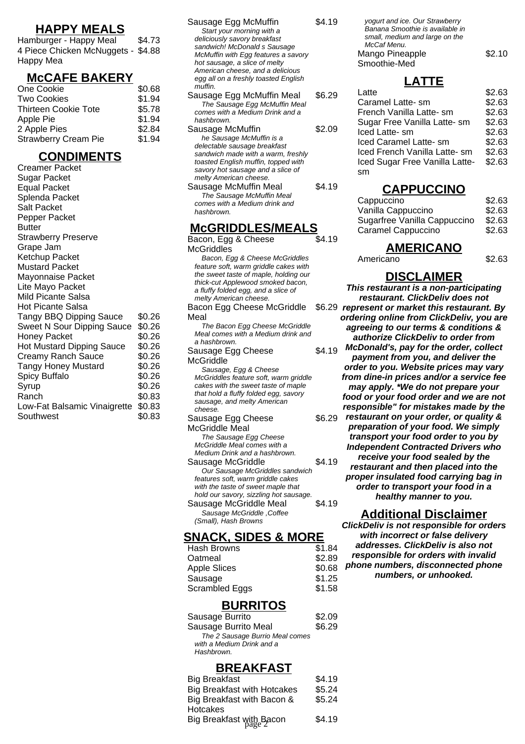## HAPPY MEALS

| | |
|---|---|
| Hamburger - Happy Meal | $4.73 |
| 4 Piece Chicken McNuggets - Happy Mea | $4.88 |

## McCAFE BAKERY

| | |
|---|---|
| One Cookie | $0.68 |
| Two Cookies | $1.94 |
| Thirteen Cookie Tote | $5.78 |
| Apple Pie | $1.94 |
| 2 Apple Pies | $2.84 |
| Strawberry Cream Pie | $1.94 |

## CONDIMENTS

| | |
|---|---|
| Creamer Packet | |
| Sugar Packet | |
| Equal Packet | |
| Splenda Packet | |
| Salt Packet | |
| Pepper Packet | |
| Butter | |
| Strawberry Preserve | |
| Grape Jam | |
| Ketchup Packet | |
| Mustard Packet | |
| Mayonnaise Packet | |
| Lite Mayo Packet | |
| Mild Picante Salsa | |
| Hot Picante Salsa | |
| Tangy BBQ Dipping Sauce | $0.26 |
| Sweet N Sour Dipping Sauce | $0.26 |
| Honey Packet | $0.26 |
| Hot Mustard Dipping Sauce | $0.26 |
| Creamy Ranch Sauce | $0.26 |
| Tangy Honey Mustard | $0.26 |
| Spicy Buffalo | $0.26 |
| Syrup | $0.26 |
| Ranch | $0.83 |
| Low-Fat Balsamic Vinaigrette | $0.83 |
| Southwest | $0.83 |

Sausage Egg McMuffin — $4.19

*Start your morning with a deliciously savory breakfast sandwich! McDonald s Sausage McMuffin with Egg features a savory hot sausage, a slice of melty American cheese, and a delicious egg all on a freshly toasted English muffin.*

Sausage Egg McMuffin Meal — $6.29

*The Sausage Egg McMuffin Meal comes with a Medium Drink and a hashbrown.*

Sausage McMuffin — $2.09

*he Sausage McMuffin is a delectable sausage breakfast sandwich made with a warm, freshly toasted English muffin, topped with savory hot sausage and a slice of melty American cheese.*

Sausage McMuffin Meal — $4.19

*The Sausage McMuffin Meal comes with a Medium drink and hashbrown.*

## McGRIDDLES/MEALS

Bacon, Egg & Cheese McGriddles — $4.19

*Bacon, Egg & Cheese McGriddles feature soft, warm griddle cakes with the sweet taste of maple, holding our thick-cut Applewood smoked bacon, a fluffy folded egg, and a slice of melty American cheese.*

Bacon Egg Cheese McGriddle Meal — $6.29

*The Bacon Egg Cheese McGriddle Meal comes with a Medium drink and a hashbrown.*

Sausage Egg Cheese McGriddle — $4.19

*Sausage, Egg & Cheese McGriddles feature soft, warm griddle cakes with the sweet taste of maple that hold a fluffy folded egg, savory sausage, and melty American cheese.*

Sausage Egg Cheese McGriddle Meal — $6.29

*The Sausage Egg Cheese McGriddle Meal comes with a Medium Drink and a hashbrown.*

Sausage McGriddle — $4.19

*Our Sausage McGriddles sandwich features soft, warm griddle cakes with the taste of sweet maple that hold our savory, sizzling hot sausage.*

Sausage McGriddle Meal — $4.19

*Sausage McGriddle ,Coffee (Small), Hash Browns*

## SNACK, SIDES & MORE

| | |
|---|---|
| Hash Browns | $1.84 |
| Oatmeal | $2.89 |
| Apple Slices | $0.68 |
| Sausage | $1.25 |
| Scrambled Eggs | $1.58 |

## BURRITOS

Sausage Burrito — $2.09

Sausage Burrito Meal — $6.29

*The 2 Sausage Burrio Meal comes with a Medium Drink and a Hashbrown.*

## BREAKFAST

| | |
|---|---|
| Big Breakfast | $4.19 |
| Big Breakfast with Hotcakes | $5.24 |
| Big Breakfast with Bacon & Hotcakes | $5.24 |
| Big Breakfast with Bacon | $4.19 |

*yogurt and ice. Our Strawberry Banana Smoothie is available in small, medium and large on the McCaf Menu.*

Mango Pineapple Smoothie-Med — $2.10

## LATTE

| | |
|---|---|
| Latte | $2.63 |
| Caramel Latte- sm | $2.63 |
| French Vanilla Latte- sm | $2.63 |
| Sugar Free Vanilla Latte- sm | $2.63 |
| Iced Latte- sm | $2.63 |
| Iced Caramel Latte- sm | $2.63 |
| Iced French Vanilla Latte- sm | $2.63 |
| Iced Sugar Free Vanilla Latte- sm | $2.63 |

## CAPPUCCINO

| | |
|---|---|
| Cappuccino | $2.63 |
| Vanilla Cappuccino | $2.63 |
| Sugarfree Vanilla Cappuccino | $2.63 |
| Caramel Cappuccino | $2.63 |

## AMERICANO

| | |
|---|---|
| Americano | $2.63 |

## DISCLAIMER

***This restaurant is a non-participating restaurant. ClickDeliv does not represent or market this restaurant. By ordering online from ClickDeliv, you are agreeing to our terms & conditions & authorize ClickDeliv to order from McDonald's, pay for the order, collect payment from you, and deliver the order to you. Website prices may vary from dine-in prices and/or a service fee may apply. *We do not prepare your food or your food order and we are not responsible" for mistakes made by the restaurant on your order, or quality & preparation of your food. We simply transport your food order to you by Independent Contracted Drivers who receive your food sealed by the restaurant and then placed into the proper insulated food carrying bag in order to transport your food in a healthy manner to you.***

## Additional Disclaimer

***ClickDeliv is not responsible for orders with incorrect or false delivery addresses. ClickDeliv is also not responsible for orders with invalid phone numbers, disconnected phone numbers, or unhooked.***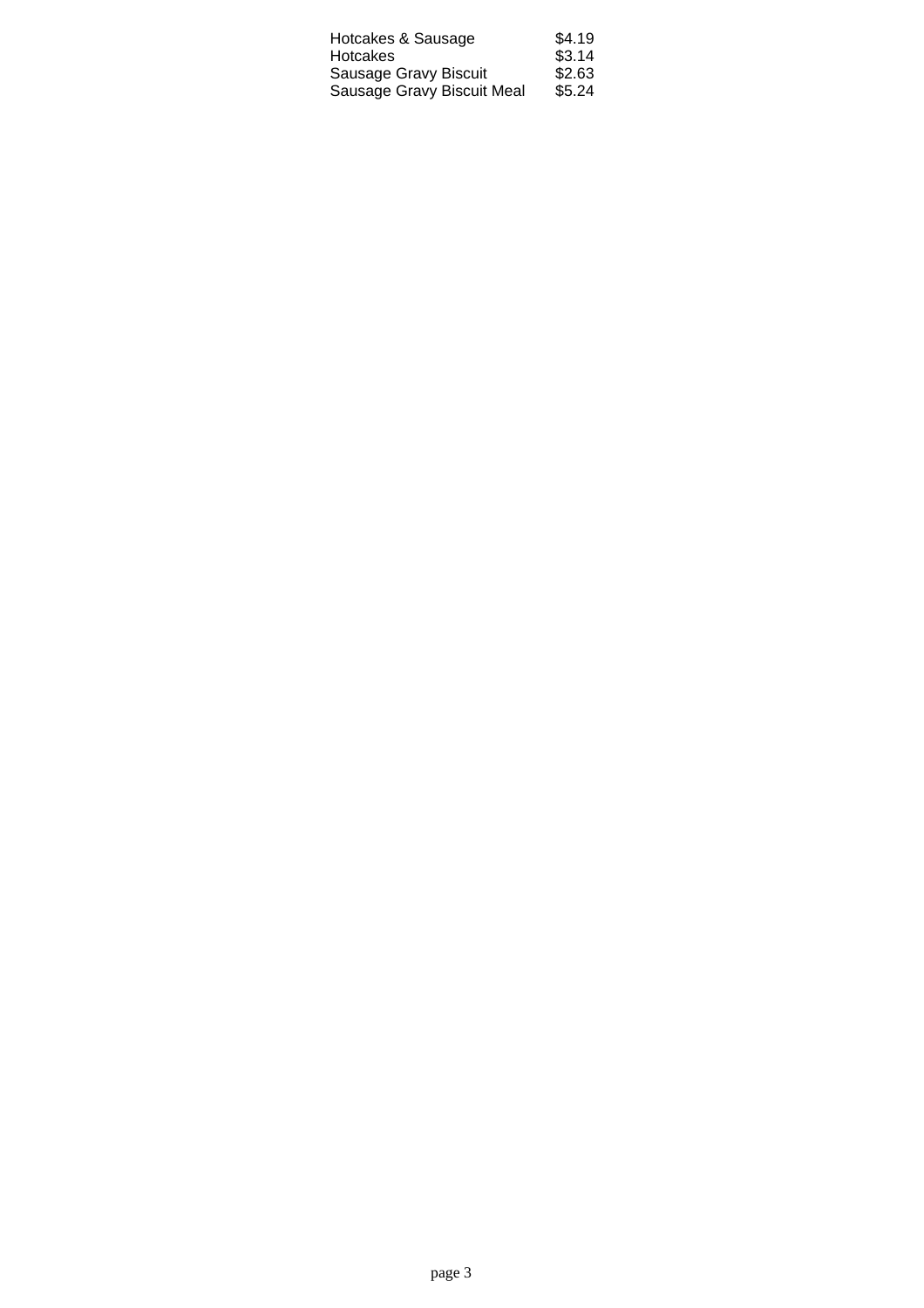| | |
|---|---|
| Hotcakes & Sausage | $4.19 |
| Hotcakes | $3.14 |
| Sausage Gravy Biscuit | $2.63 |
| Sausage Gravy Biscuit Meal | $5.24 |